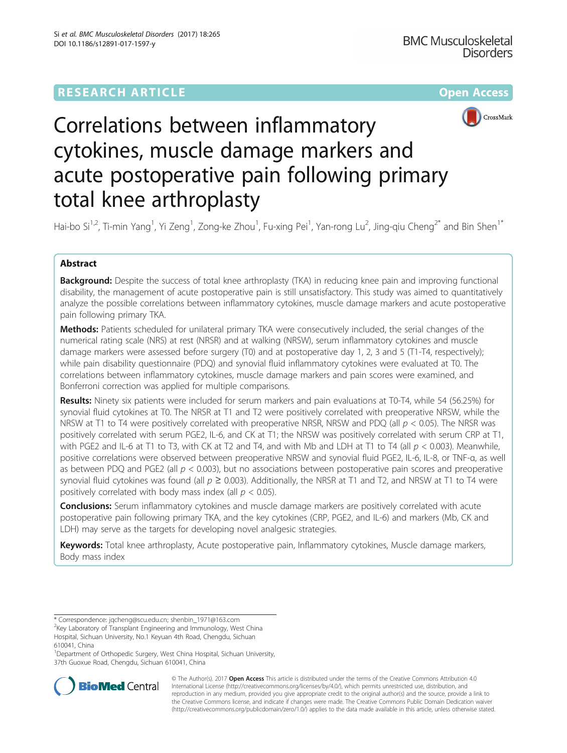RESEARCH ARTICLE

Open Access

# Correlations between inflammatory cytokines, muscle damage markers and acute postoperative pain following primary total knee arthroplasty

Hai-bo Si[1,2], Ti-min Yang[1], Yi Zeng[1], Zong-ke Zhou[1], Fu-xing Pei[1], Yan-rong Lu[2], Jing-qiu Cheng[2*] and Bin Shen[1*]

## Abstract

**Background:** Despite the success of total knee arthroplasty (TKA) in reducing knee pain and improving functional disability, the management of acute postoperative pain is still unsatisfactory. This study was aimed to quantitatively analyze the possible correlations between inflammatory cytokines, muscle damage markers and acute postoperative pain following primary TKA.

**Methods:** Patients scheduled for unilateral primary TKA were consecutively included, the serial changes of the numerical rating scale (NRS) at rest (NRSR) and at walking (NRSW), serum inflammatory cytokines and muscle damage markers were assessed before surgery (T0) and at postoperative day 1, 2, 3 and 5 (T1-T4, respectively); while pain disability questionnaire (PDQ) and synovial fluid inflammatory cytokines were evaluated at T0. The correlations between inflammatory cytokines, muscle damage markers and pain scores were examined, and Bonferroni correction was applied for multiple comparisons.

**Results:** Ninety six patients were included for serum markers and pain evaluations at T0-T4, while 54 (56.25%) for synovial fluid cytokines at T0. The NRSR at T1 and T2 were positively correlated with preoperative NRSW, while the NRSW at T1 to T4 were positively correlated with preoperative NRSR, NRSW and PDQ (all $p < 0.05$). The NRSR was positively correlated with serum PGE2, IL-6, and CK at T1; the NRSW was positively correlated with serum CRP at T1, with PGE2 and IL-6 at T1 to T3, with CK at T2 and T4, and with Mb and LDH at T1 to T4 (all $p < 0.003$). Meanwhile, positive correlations were observed between preoperative NRSW and synovial fluid PGE2, IL-6, IL-8, or TNF-α, as well as between PDQ and PGE2 (all $p < 0.003$), but no associations between postoperative pain scores and preoperative synovial fluid cytokines was found (all $p \geq 0.003$). Additionally, the NRSR at T1 and T2, and NRSW at T1 to T4 were positively correlated with body mass index (all $p < 0.05$).

**Conclusions:** Serum inflammatory cytokines and muscle damage markers are positively correlated with acute postoperative pain following primary TKA, and the key cytokines (CRP, PGE2, and IL-6) and markers (Mb, CK and LDH) may serve as the targets for developing novel analgesic strategies.

**Keywords:** Total knee arthroplasty, Acute postoperative pain, Inflammatory cytokines, Muscle damage markers, Body mass index

---

\* Correspondence: jqcheng@scu.edu.cn; shenbin_1971@163.com

[2]Key Laboratory of Transplant Engineering and Immunology, West China Hospital, Sichuan University, No.1 Keyuan 4th Road, Chengdu, Sichuan 610041, China

[1]Department of Orthopedic Surgery, West China Hospital, Sichuan University, 37th Guoxue Road, Chengdu, Sichuan 610041, China

© The Author(s). 2017 **Open Access** This article is distributed under the terms of the Creative Commons Attribution 4.0 International License (http://creativecommons.org/licenses/by/4.0/), which permits unrestricted use, distribution, and reproduction in any medium, provided you give appropriate credit to the original author(s) and the source, provide a link to the Creative Commons license, and indicate if changes were made. The Creative Commons Public Domain Dedication waiver (http://creativecommons.org/publicdomain/zero/1.0/) applies to the data made available in this article, unless otherwise stated.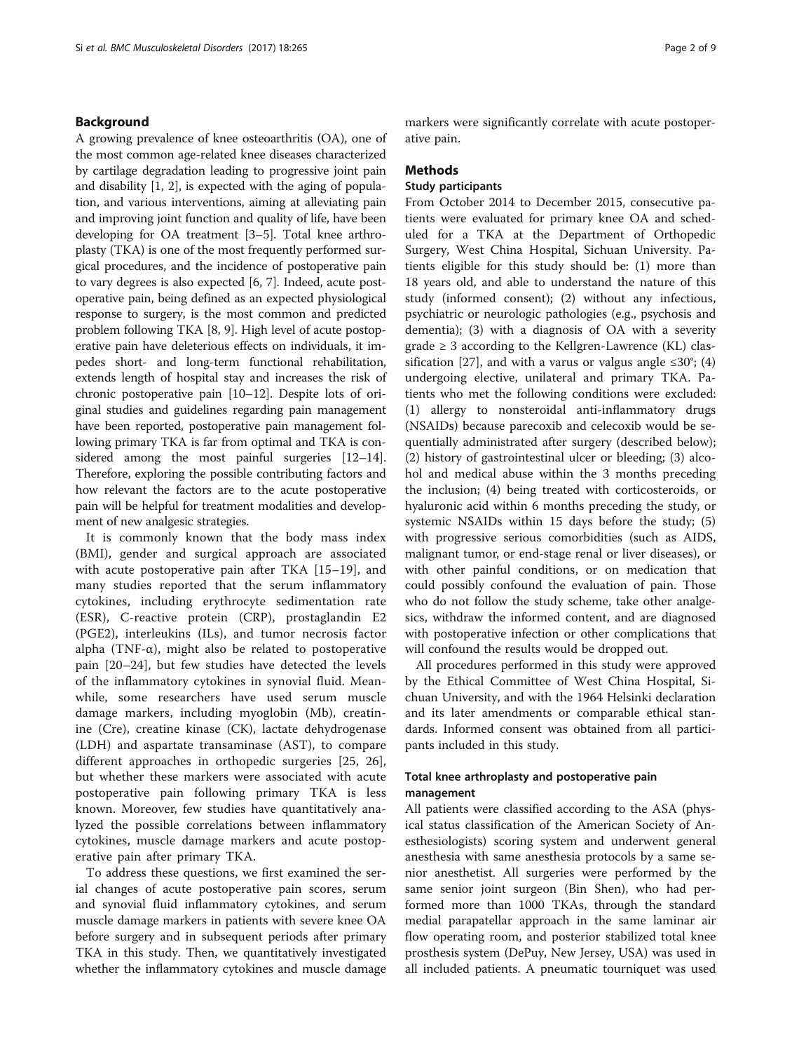## Background

A growing prevalence of knee osteoarthritis (OA), one of the most common age-related knee diseases characterized by cartilage degradation leading to progressive joint pain and disability [1, 2], is expected with the aging of population, and various interventions, aiming at alleviating pain and improving joint function and quality of life, have been developing for OA treatment [3–5]. Total knee arthroplasty (TKA) is one of the most frequently performed surgical procedures, and the incidence of postoperative pain to vary degrees is also expected [6, 7]. Indeed, acute postoperative pain, being defined as an expected physiological response to surgery, is the most common and predicted problem following TKA [8, 9]. High level of acute postoperative pain have deleterious effects on individuals, it impedes short- and long-term functional rehabilitation, extends length of hospital stay and increases the risk of chronic postoperative pain [10–12]. Despite lots of original studies and guidelines regarding pain management have been reported, postoperative pain management following primary TKA is far from optimal and TKA is considered among the most painful surgeries [12–14]. Therefore, exploring the possible contributing factors and how relevant the factors are to the acute postoperative pain will be helpful for treatment modalities and development of new analgesic strategies.

It is commonly known that the body mass index (BMI), gender and surgical approach are associated with acute postoperative pain after TKA [15–19], and many studies reported that the serum inflammatory cytokines, including erythrocyte sedimentation rate (ESR), C-reactive protein (CRP), prostaglandin E2 (PGE2), interleukins (ILs), and tumor necrosis factor alpha (TNF-α), might also be related to postoperative pain [20–24], but few studies have detected the levels of the inflammatory cytokines in synovial fluid. Meanwhile, some researchers have used serum muscle damage markers, including myoglobin (Mb), creatinine (Cre), creatine kinase (CK), lactate dehydrogenase (LDH) and aspartate transaminase (AST), to compare different approaches in orthopedic surgeries [25, 26], but whether these markers were associated with acute postoperative pain following primary TKA is less known. Moreover, few studies have quantitatively analyzed the possible correlations between inflammatory cytokines, muscle damage markers and acute postoperative pain after primary TKA.

To address these questions, we first examined the serial changes of acute postoperative pain scores, serum and synovial fluid inflammatory cytokines, and serum muscle damage markers in patients with severe knee OA before surgery and in subsequent periods after primary TKA in this study. Then, we quantitatively investigated whether the inflammatory cytokines and muscle damage markers were significantly correlate with acute postoperative pain.

## Methods

### Study participants

From October 2014 to December 2015, consecutive patients were evaluated for primary knee OA and scheduled for a TKA at the Department of Orthopedic Surgery, West China Hospital, Sichuan University. Patients eligible for this study should be: (1) more than 18 years old, and able to understand the nature of this study (informed consent); (2) without any infectious, psychiatric or neurologic pathologies (e.g., psychosis and dementia); (3) with a diagnosis of OA with a severity grade ≥ 3 according to the Kellgren-Lawrence (KL) classification [27], and with a varus or valgus angle ≤30°; (4) undergoing elective, unilateral and primary TKA. Patients who met the following conditions were excluded: (1) allergy to nonsteroidal anti-inflammatory drugs (NSAIDs) because parecoxib and celecoxib would be sequentially administrated after surgery (described below); (2) history of gastrointestinal ulcer or bleeding; (3) alcohol and medical abuse within the 3 months preceding the inclusion; (4) being treated with corticosteroids, or hyaluronic acid within 6 months preceding the study, or systemic NSAIDs within 15 days before the study; (5) with progressive serious comorbidities (such as AIDS, malignant tumor, or end-stage renal or liver diseases), or with other painful conditions, or on medication that could possibly confound the evaluation of pain. Those who do not follow the study scheme, take other analgesics, withdraw the informed content, and are diagnosed with postoperative infection or other complications that will confound the results would be dropped out.

All procedures performed in this study were approved by the Ethical Committee of West China Hospital, Sichuan University, and with the 1964 Helsinki declaration and its later amendments or comparable ethical standards. Informed consent was obtained from all participants included in this study.

### Total knee arthroplasty and postoperative pain management

All patients were classified according to the ASA (physical status classification of the American Society of Anesthesiologists) scoring system and underwent general anesthesia with same anesthesia protocols by a same senior anesthetist. All surgeries were performed by the same senior joint surgeon (Bin Shen), who had performed more than 1000 TKAs, through the standard medial parapatellar approach in the same laminar air flow operating room, and posterior stabilized total knee prosthesis system (DePuy, New Jersey, USA) was used in all included patients. A pneumatic tourniquet was used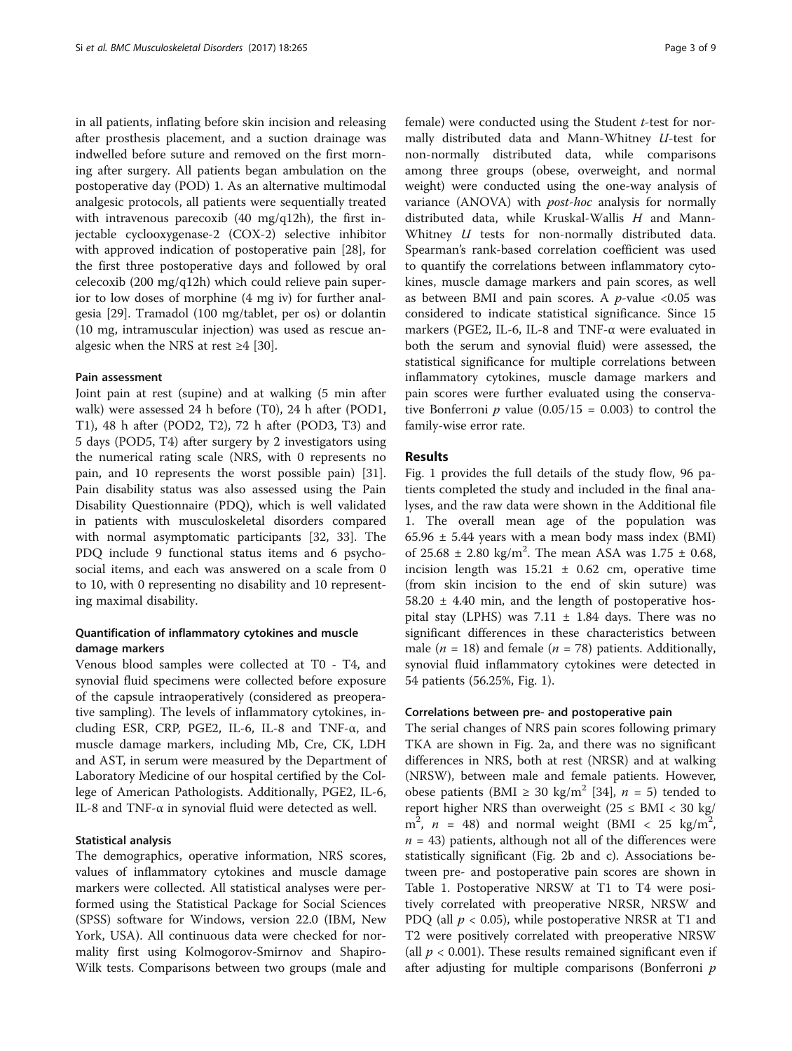in all patients, inflating before skin incision and releasing after prosthesis placement, and a suction drainage was indwelled before suture and removed on the first morning after surgery. All patients began ambulation on the postoperative day (POD) 1. As an alternative multimodal analgesic protocols, all patients were sequentially treated with intravenous parecoxib (40 mg/q12h), the first injectable cyclooxygenase-2 (COX-2) selective inhibitor with approved indication of postoperative pain [28], for the first three postoperative days and followed by oral celecoxib (200 mg/q12h) which could relieve pain superior to low doses of morphine (4 mg iv) for further analgesia [29]. Tramadol (100 mg/tablet, per os) or dolantin (10 mg, intramuscular injection) was used as rescue analgesic when the NRS at rest ≥4 [30].

#### Pain assessment

Joint pain at rest (supine) and at walking (5 min after walk) were assessed 24 h before (T0), 24 h after (POD1, T1), 48 h after (POD2, T2), 72 h after (POD3, T3) and 5 days (POD5, T4) after surgery by 2 investigators using the numerical rating scale (NRS, with 0 represents no pain, and 10 represents the worst possible pain) [31]. Pain disability status was also assessed using the Pain Disability Questionnaire (PDQ), which is well validated in patients with musculoskeletal disorders compared with normal asymptomatic participants [32, 33]. The PDQ include 9 functional status items and 6 psychosocial items, and each was answered on a scale from 0 to 10, with 0 representing no disability and 10 representing maximal disability.

#### Quantification of inflammatory cytokines and muscle damage markers

Venous blood samples were collected at T0 - T4, and synovial fluid specimens were collected before exposure of the capsule intraoperatively (considered as preoperative sampling). The levels of inflammatory cytokines, including ESR, CRP, PGE2, IL-6, IL-8 and TNF-α, and muscle damage markers, including Mb, Cre, CK, LDH and AST, in serum were measured by the Department of Laboratory Medicine of our hospital certified by the College of American Pathologists. Additionally, PGE2, IL-6, IL-8 and TNF-α in synovial fluid were detected as well.

#### Statistical analysis

The demographics, operative information, NRS scores, values of inflammatory cytokines and muscle damage markers were collected. All statistical analyses were performed using the Statistical Package for Social Sciences (SPSS) software for Windows, version 22.0 (IBM, New York, USA). All continuous data were checked for normality first using Kolmogorov-Smirnov and Shapiro-Wilk tests. Comparisons between two groups (male and female) were conducted using the Student *t*-test for normally distributed data and Mann-Whitney *U*-test for non-normally distributed data, while comparisons among three groups (obese, overweight, and normal weight) were conducted using the one-way analysis of variance (ANOVA) with *post-hoc* analysis for normally distributed data, while Kruskal-Wallis *H* and Mann-Whitney *U* tests for non-normally distributed data. Spearman's rank-based correlation coefficient was used to quantify the correlations between inflammatory cytokines, muscle damage markers and pain scores, as well as between BMI and pain scores. A $p$-value <0.05 was considered to indicate statistical significance. Since 15 markers (PGE2, IL-6, IL-8 and TNF-α were evaluated in both the serum and synovial fluid) were assessed, the statistical significance for multiple correlations between inflammatory cytokines, muscle damage markers and pain scores were further evaluated using the conservative Bonferroni $p$ value ($0.05/15 = 0.003$) to control the family-wise error rate.

## Results

Fig. 1 provides the full details of the study flow, 96 patients completed the study and included in the final analyses, and the raw data were shown in the Additional file 1. The overall mean age of the population was 65.96 ± 5.44 years with a mean body mass index (BMI) of 25.68 ± 2.80 kg/m$^2$. The mean ASA was 1.75 ± 0.68, incision length was 15.21 ± 0.62 cm, operative time (from skin incision to the end of skin suture) was 58.20 ± 4.40 min, and the length of postoperative hospital stay (LPHS) was 7.11 ± 1.84 days. There was no significant differences in these characteristics between male ($n = 18$) and female ($n = 78$) patients. Additionally, synovial fluid inflammatory cytokines were detected in 54 patients (56.25%, Fig. 1).

#### Correlations between pre- and postoperative pain

The serial changes of NRS pain scores following primary TKA are shown in Fig. 2a, and there was no significant differences in NRS, both at rest (NRSR) and at walking (NRSW), between male and female patients. However, obese patients (BMI ≥ 30 kg/m$^2$ [34], $n = 5$) tended to report higher NRS than overweight (25 ≤ BMI < 30 kg/m$^2$, $n = 48$) and normal weight (BMI < 25 kg/m$^2$, $n = 43$) patients, although not all of the differences were statistically significant (Fig. 2b and c). Associations between pre- and postoperative pain scores are shown in Table 1. Postoperative NRSW at T1 to T4 were positively correlated with preoperative NRSR, NRSW and PDQ (all $p < 0.05$), while postoperative NRSR at T1 and T2 were positively correlated with preoperative NRSW (all $p < 0.001$). These results remained significant even if after adjusting for multiple comparisons (Bonferroni $p$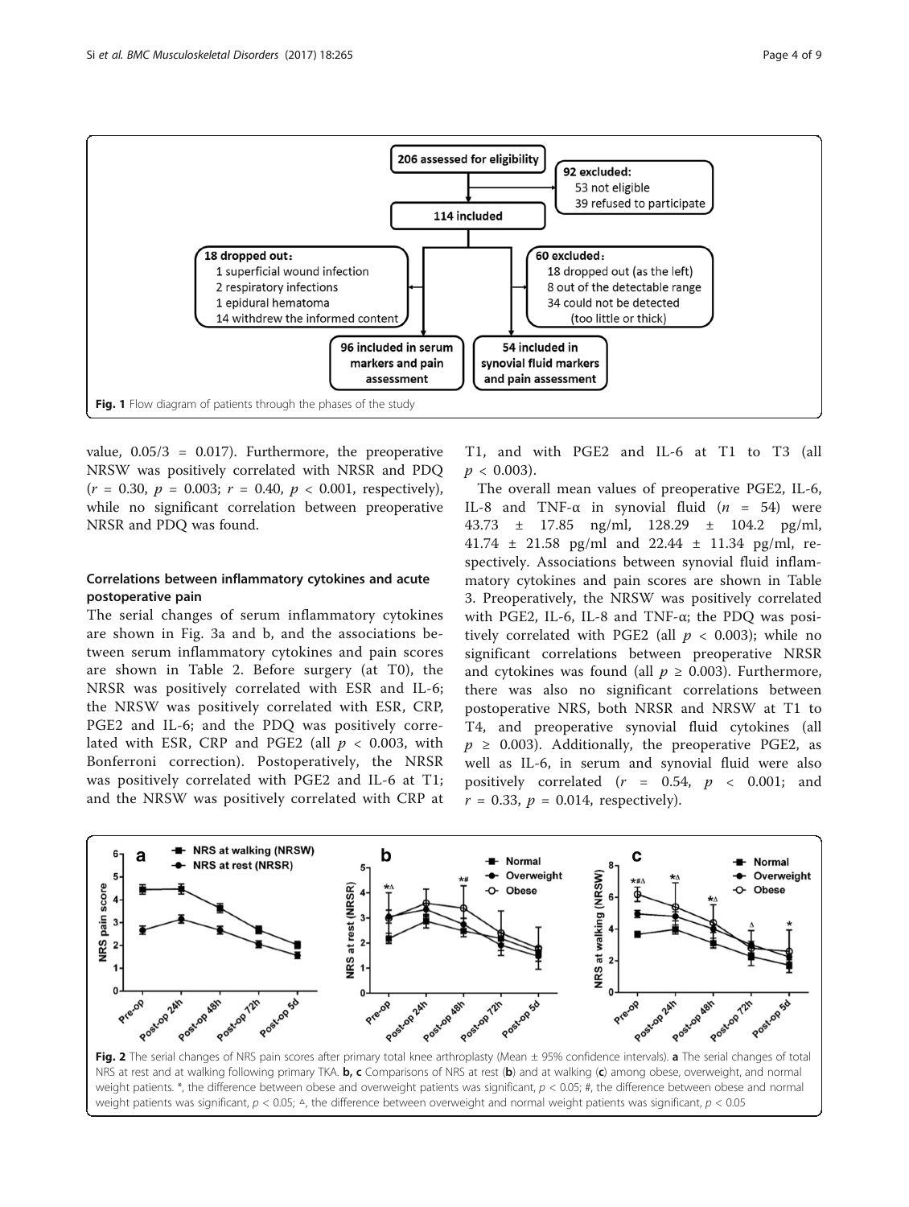Fig. 1 Flow diagram of patients through the phases of the study

value, 0.05/3 = 0.017). Furthermore, the preoperative NRSW was positively correlated with NRSR and PDQ ($r = 0.30$, $p = 0.003$; $r = 0.40$, $p < 0.001$, respectively), while no significant correlation between preoperative NRSR and PDQ was found.

### Correlations between inflammatory cytokines and acute postoperative pain

The serial changes of serum inflammatory cytokines are shown in Fig. 3a and b, and the associations between serum inflammatory cytokines and pain scores are shown in Table 2. Before surgery (at T0), the NRSR was positively correlated with ESR and IL-6; the NRSW was positively correlated with ESR, CRP, PGE2 and IL-6; and the PDQ was positively correlated with ESR, CRP and PGE2 (all $p < 0.003$, with Bonferroni correction). Postoperatively, the NRSR was positively correlated with PGE2 and IL-6 at T1; and the NRSW was positively correlated with CRP at T1, and with PGE2 and IL-6 at T1 to T3 (all $p < 0.003$).

The overall mean values of preoperative PGE2, IL-6, IL-8 and TNF-α in synovial fluid ($n = 54$) were 43.73 ± 17.85 ng/ml, 128.29 ± 104.2 pg/ml, 41.74 ± 21.58 pg/ml and 22.44 ± 11.34 pg/ml, respectively. Associations between synovial fluid inflammatory cytokines and pain scores are shown in Table 3. Preoperatively, the NRSW was positively correlated with PGE2, IL-6, IL-8 and TNF-α; the PDQ was positively correlated with PGE2 (all $p < 0.003$); while no significant correlations between preoperative NRSR and cytokines was found (all $p \geq 0.003$). Furthermore, there was also no significant correlations between postoperative NRS, both NRSR and NRSW at T1 to T4, and preoperative synovial fluid cytokines (all $p \geq 0.003$). Additionally, the preoperative PGE2, as well as IL-6, in serum and synovial fluid were also positively correlated ($r = 0.54$, $p < 0.001$; and $r = 0.33$, $p = 0.014$, respectively).

**Fig. 2** The serial changes of NRS pain scores after primary total knee arthroplasty (Mean ± 95% confidence intervals). **a** The serial changes of total NRS at rest and at walking following primary TKA. **b, c** Comparisons of NRS at rest (**b**) and at walking (**c**) among obese, overweight, and normal weight patients. *, the difference between obese and overweight patients was significant, $p < 0.05$; #, the difference between obese and normal weight patients was significant, $p < 0.05$; △, the difference between overweight and normal weight patients was significant, $p < 0.05$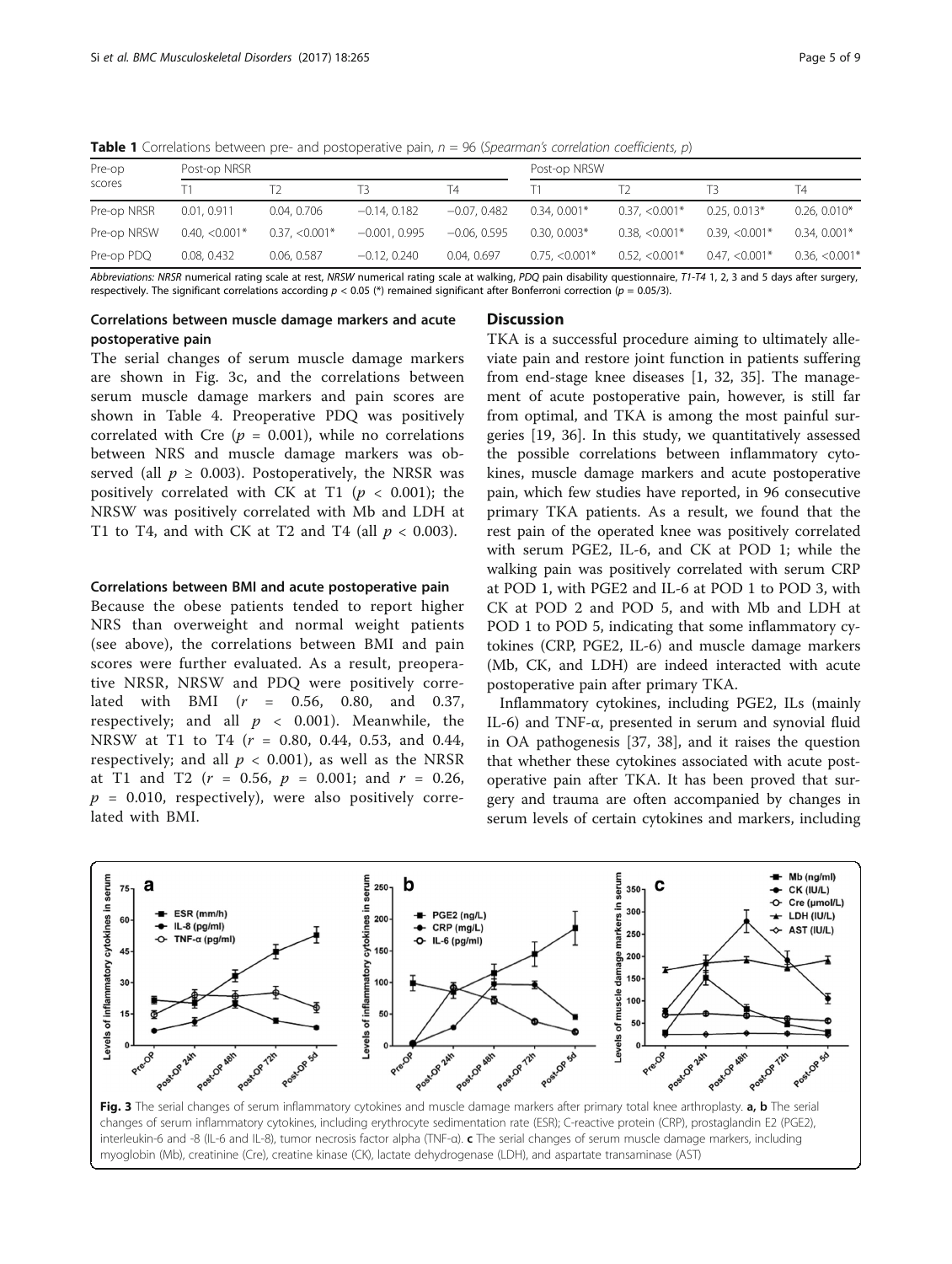**Table 1** Correlations between pre- and postoperative pain, $n$ = 96 (*Spearman's correlation coefficients, p*)

| Pre-op scores | Post-op NRSR | | | | Post-op NRSW | | | |
|---|---|---|---|---|---|---|---|---|
| | T1 | T2 | T3 | T4 | T1 | T2 | T3 | T4 |
| Pre-op NRSR | 0.01, 0.911 | 0.04, 0.706 | −0.14, 0.182 | −0.07, 0.482 | 0.34, 0.001* | 0.37, <0.001* | 0.25, 0.013* | 0.26, 0.010* |
| Pre-op NRSW | 0.40, <0.001* | 0.37, <0.001* | −0.001, 0.995 | −0.06, 0.595 | 0.30, 0.003* | 0.38, <0.001* | 0.39, <0.001* | 0.34, 0.001* |
| Pre-op PDQ | 0.08, 0.432 | 0.06, 0.587 | −0.12, 0.240 | 0.04, 0.697 | 0.75, <0.001* | 0.52, <0.001* | 0.47, <0.001* | 0.36, <0.001* |

*Abbreviations*: *NRSR* numerical rating scale at rest, *NRSW* numerical rating scale at walking, *PDQ* pain disability questionnaire, *T1-T4* 1, 2, 3 and 5 days after surgery, respectively. The significant correlations according $p < 0.05$ (*) remained significant after Bonferroni correction ($p$ = 0.05/3).

### Correlations between muscle damage markers and acute postoperative pain

The serial changes of serum muscle damage markers are shown in Fig. 3c, and the correlations between serum muscle damage markers and pain scores are shown in Table 4. Preoperative PDQ was positively correlated with Cre ($p$ = 0.001), while no correlations between NRS and muscle damage markers was observed (all $p \geq 0.003$). Postoperatively, the NRSR was positively correlated with CK at T1 ($p < 0.001$); the NRSW was positively correlated with Mb and LDH at T1 to T4, and with CK at T2 and T4 (all $p < 0.003$).

### Correlations between BMI and acute postoperative pain

Because the obese patients tended to report higher NRS than overweight and normal weight patients (see above), the correlations between BMI and pain scores were further evaluated. As a result, preoperative NRSR, NRSW and PDQ were positively correlated with BMI ($r$ = 0.56, 0.80, and 0.37, respectively; and all $p < 0.001$). Meanwhile, the NRSW at T1 to T4 ($r$ = 0.80, 0.44, 0.53, and 0.44, respectively; and all $p < 0.001$), as well as the NRSR at T1 and T2 ($r$ = 0.56, $p$ = 0.001; and $r$ = 0.26, $p$ = 0.010, respectively), were also positively correlated with BMI.

## Discussion

TKA is a successful procedure aiming to ultimately alleviate pain and restore joint function in patients suffering from end-stage knee diseases [1, 32, 35]. The management of acute postoperative pain, however, is still far from optimal, and TKA is among the most painful surgeries [19, 36]. In this study, we quantitatively assessed the possible correlations between inflammatory cytokines, muscle damage markers and acute postoperative pain, which few studies have reported, in 96 consecutive primary TKA patients. As a result, we found that the rest pain of the operated knee was positively correlated with serum PGE2, IL-6, and CK at POD 1; while the walking pain was positively correlated with serum CRP at POD 1, with PGE2 and IL-6 at POD 1 to POD 3, with CK at POD 2 and POD 5, and with Mb and LDH at POD 1 to POD 5, indicating that some inflammatory cytokines (CRP, PGE2, IL-6) and muscle damage markers (Mb, CK, and LDH) are indeed interacted with acute postoperative pain after primary TKA.

Inflammatory cytokines, including PGE2, ILs (mainly IL-6) and TNF-α, presented in serum and synovial fluid in OA pathogenesis [37, 38], and it raises the question that whether these cytokines associated with acute postoperative pain after TKA. It has been proved that surgery and trauma are often accompanied by changes in serum levels of certain cytokines and markers, including

**Fig. 3** The serial changes of serum inflammatory cytokines and muscle damage markers after primary total knee arthroplasty. **a, b** The serial changes of serum inflammatory cytokines, including erythrocyte sedimentation rate (ESR); C-reactive protein (CRP), prostaglandin E2 (PGE2), interleukin-6 and -8 (IL-6 and IL-8), tumor necrosis factor alpha (TNF-α). **c** The serial changes of serum muscle damage markers, including myoglobin (Mb), creatinine (Cre), creatine kinase (CK), lactate dehydrogenase (LDH), and aspartate transaminase (AST)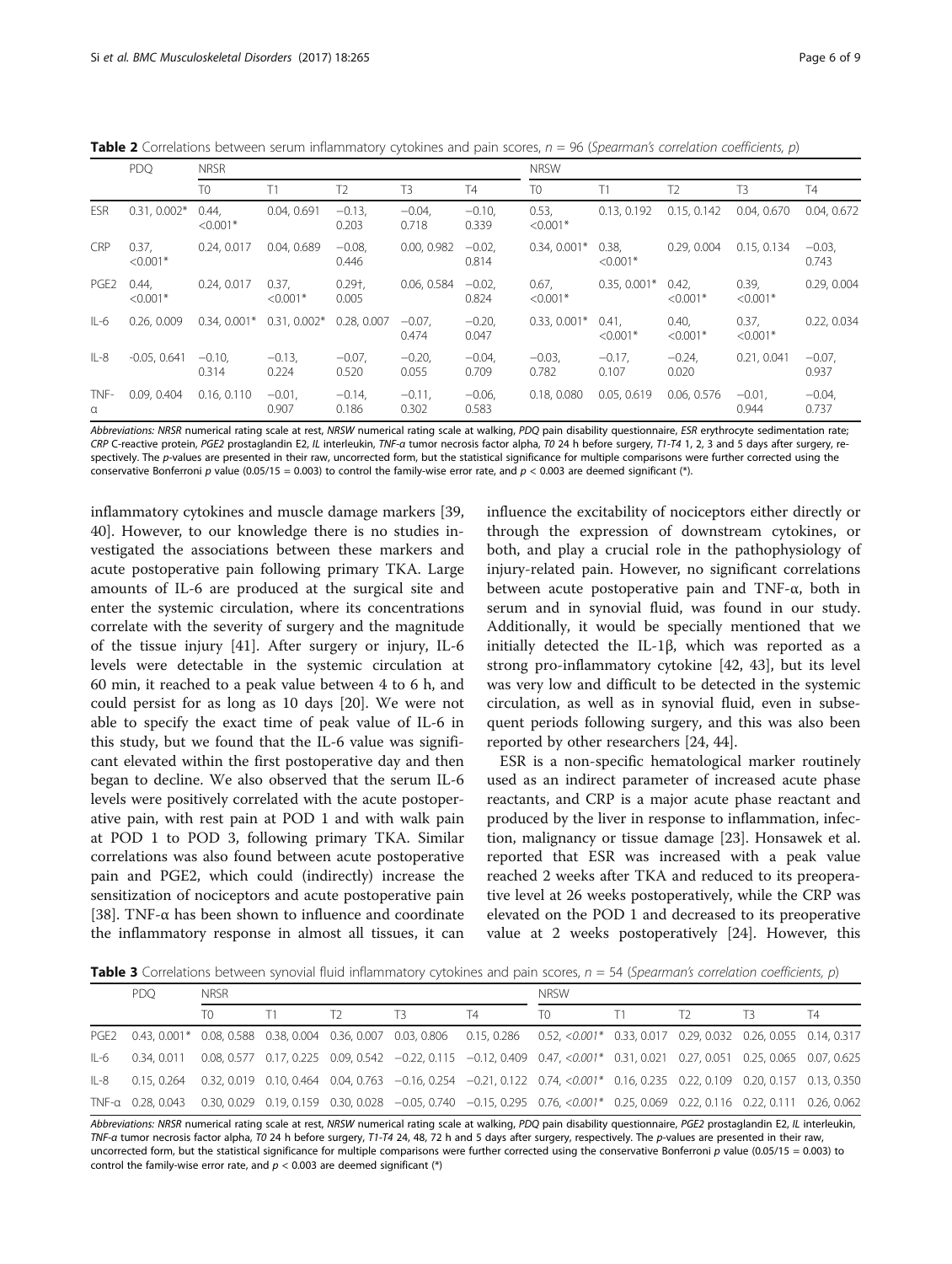**Table 2** Correlations between serum inflammatory cytokines and pain scores, $n = 96$ (*Spearman's correlation coefficients, p*)

| | PDQ | NRSR | | | | | NRSW | | | | |
|---|---|---|---|---|---|---|---|---|---|---|---|
| | | T0 | T1 | T2 | T3 | T4 | T0 | T1 | T2 | T3 | T4 |
| ESR | 0.31, 0.002* | 0.44, <0.001* | 0.04, 0.691 | −0.13, 0.203 | −0.04, 0.718 | −0.10, 0.339 | 0.53, <0.001* | 0.13, 0.192 | 0.15, 0.142 | 0.04, 0.670 | 0.04, 0.672 |
| CRP | 0.37, <0.001* | 0.24, 0.017 | 0.04, 0.689 | −0.08, 0.446 | 0.00, 0.982 | −0.02, 0.814 | 0.34, 0.001* | 0.38, <0.001* | 0.29, 0.004 | 0.15, 0.134 | −0.03, 0.743 |
| PGE2 | 0.44, <0.001* | 0.24, 0.017 | 0.37, <0.001* | 0.29†, 0.005 | 0.06, 0.584 | −0.02, 0.824 | 0.67, <0.001* | 0.35, 0.001* | 0.42, <0.001* | 0.39, <0.001* | 0.29, 0.004 |
| IL-6 | 0.26, 0.009 | 0.34, 0.001* | 0.31, 0.002* | 0.28, 0.007 | −0.07, 0.474 | −0.20, 0.047 | 0.33, 0.001* | 0.41, <0.001* | 0.40, <0.001* | 0.37, <0.001* | 0.22, 0.034 |
| IL-8 | -0.05, 0.641 | −0.10, 0.314 | −0.13, 0.224 | −0.07, 0.520 | −0.20, 0.055 | −0.04, 0.709 | −0.03, 0.782 | −0.17, 0.107 | −0.24, 0.020 | 0.21, 0.041 | −0.07, 0.937 |
| TNF-α | 0.09, 0.404 | 0.16, 0.110 | −0.01, 0.907 | −0.14, 0.186 | −0.11, 0.302 | −0.06, 0.583 | 0.18, 0.080 | 0.05, 0.619 | 0.06, 0.576 | −0.01, 0.944 | −0.04, 0.737 |

*Abbreviations: NRSR* numerical rating scale at rest, *NRSW* numerical rating scale at walking, *PDQ* pain disability questionnaire, *ESR* erythrocyte sedimentation rate; *CRP* C-reactive protein, *PGE2* prostaglandin E2, *IL* interleukin, *TNF-α* tumor necrosis factor alpha, *T0* 24 h before surgery, *T1-T4* 1, 2, 3 and 5 days after surgery, respectively. The *p*-values are presented in their raw, uncorrected form, but the statistical significance for multiple comparisons were further corrected using the conservative Bonferroni *p* value (0.05/15 = 0.003) to control the family-wise error rate, and $p < 0.003$ are deemed significant (*).

inflammatory cytokines and muscle damage markers [39, 40]. However, to our knowledge there is no studies investigated the associations between these markers and acute postoperative pain following primary TKA. Large amounts of IL-6 are produced at the surgical site and enter the systemic circulation, where its concentrations correlate with the severity of surgery and the magnitude of the tissue injury [41]. After surgery or injury, IL-6 levels were detectable in the systemic circulation at 60 min, it reached to a peak value between 4 to 6 h, and could persist for as long as 10 days [20]. We were not able to specify the exact time of peak value of IL-6 in this study, but we found that the IL-6 value was significant elevated within the first postoperative day and then began to decline. We also observed that the serum IL-6 levels were positively correlated with the acute postoperative pain, with rest pain at POD 1 and with walk pain at POD 1 to POD 3, following primary TKA. Similar correlations was also found between acute postoperative pain and PGE2, which could (indirectly) increase the sensitization of nociceptors and acute postoperative pain [38]. TNF-α has been shown to influence and coordinate the inflammatory response in almost all tissues, it can influence the excitability of nociceptors either directly or through the expression of downstream cytokines, or both, and play a crucial role in the pathophysiology of injury-related pain. However, no significant correlations between acute postoperative pain and TNF-α, both in serum and in synovial fluid, was found in our study. Additionally, it would be specially mentioned that we initially detected the IL-1β, which was reported as a strong pro-inflammatory cytokine [42, 43], but its level was very low and difficult to be detected in the systemic circulation, as well as in synovial fluid, even in subsequent periods following surgery, and this was also been reported by other researchers [24, 44].

ESR is a non-specific hematological marker routinely used as an indirect parameter of increased acute phase reactants, and CRP is a major acute phase reactant and produced by the liver in response to inflammation, infection, malignancy or tissue damage [23]. Honsawek et al. reported that ESR was increased with a peak value reached 2 weeks after TKA and reduced to its preoperative level at 26 weeks postoperatively, while the CRP was elevated on the POD 1 and decreased to its preoperative value at 2 weeks postoperatively [24]. However, this

**Table 3** Correlations between synovial fluid inflammatory cytokines and pain scores, $n = 54$ (*Spearman's correlation coefficients, p*)

| | PDQ | NRSR | | | | | NRSW | | | | |
|---|---|---|---|---|---|---|---|---|---|---|---|
| | | T0 | T1 | T2 | T3 | T4 | T0 | T1 | T2 | T3 | T4 |
| PGE2 | 0.43, 0.001* | 0.08, 0.588 | 0.38, 0.004 | 0.36, 0.007 | 0.03, 0.806 | 0.15, 0.286 | 0.52, *<0.001** | 0.33, 0.017 | 0.29, 0.032 | 0.26, 0.055 | 0.14, 0.317 |
| IL-6 | 0.34, 0.011 | 0.08, 0.577 | 0.17, 0.225 | 0.09, 0.542 | −0.22, 0.115 | −0.12, 0.409 | 0.47, *<0.001** | 0.31, 0.021 | 0.27, 0.051 | 0.25, 0.065 | 0.07, 0.625 |
| IL-8 | 0.15, 0.264 | 0.32, 0.019 | 0.10, 0.464 | 0.04, 0.763 | −0.16, 0.254 | −0.21, 0.122 | 0.74, *<0.001** | 0.16, 0.235 | 0.22, 0.109 | 0.20, 0.157 | 0.13, 0.350 |
| TNF-α | 0.28, 0.043 | 0.30, 0.029 | 0.19, 0.159 | 0.30, 0.028 | −0.05, 0.740 | −0.15, 0.295 | 0.76, *<0.001** | 0.25, 0.069 | 0.22, 0.116 | 0.22, 0.111 | 0.26, 0.062 |

*Abbreviations: NRSR* numerical rating scale at rest, *NRSW* numerical rating scale at walking, *PDQ* pain disability questionnaire, *PGE2* prostaglandin E2, *IL* interleukin, *TNF-α* tumor necrosis factor alpha, *T0* 24 h before surgery, *T1-T4* 24, 48, 72 h and 5 days after surgery, respectively. The *p*-values are presented in their raw, uncorrected form, but the statistical significance for multiple comparisons were further corrected using the conservative Bonferroni *p* value (0.05/15 = 0.003) to control the family-wise error rate, and $p < 0.003$ are deemed significant (*)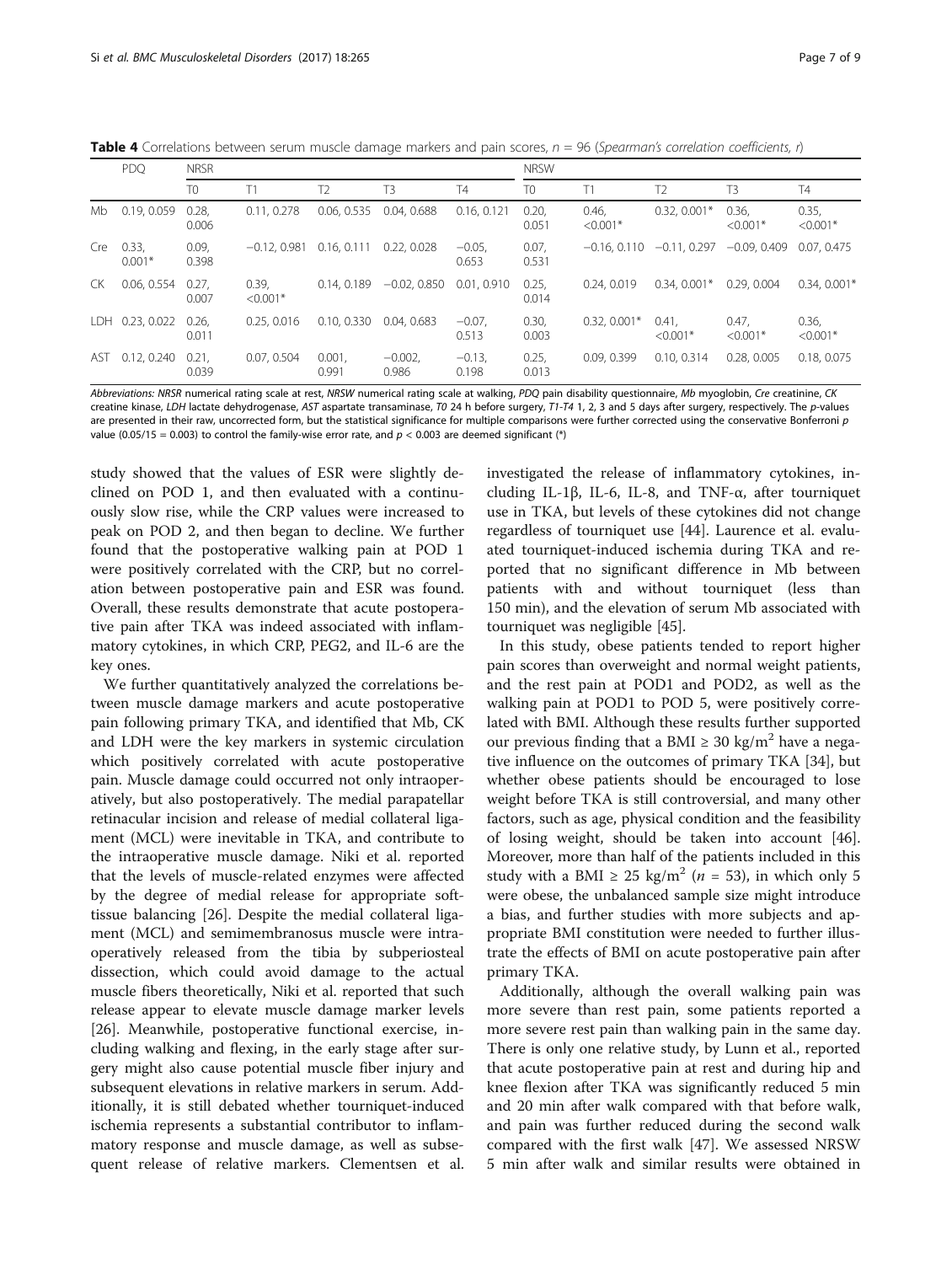**Table 4** Correlations between serum muscle damage markers and pain scores, $n = 96$ (*Spearman's correlation coefficients, r*)

| | PDQ | NRSR | | | | | NRSW | | | | |
|---|---|---|---|---|---|---|---|---|---|---|---|
| | | T0 | T1 | T2 | T3 | T4 | T0 | T1 | T2 | T3 | T4 |
| Mb | 0.19, 0.059 | 0.28, 0.006 | 0.11, 0.278 | 0.06, 0.535 | 0.04, 0.688 | 0.16, 0.121 | 0.20, 0.051 | 0.46, <0.001* | 0.32, 0.001* | 0.36, <0.001* | 0.35, <0.001* |
| Cre | 0.33, 0.001* | 0.09, 0.398 | −0.12, 0.981 | 0.16, 0.111 | 0.22, 0.028 | −0.05, 0.653 | 0.07, 0.531 | −0.16, 0.110 | −0.11, 0.297 | −0.09, 0.409 | 0.07, 0.475 |
| CK | 0.06, 0.554 | 0.27, 0.007 | 0.39, <0.001* | 0.14, 0.189 | −0.02, 0.850 | 0.01, 0.910 | 0.25, 0.014 | 0.24, 0.019 | 0.34, 0.001* | 0.29, 0.004 | 0.34, 0.001* |
| LDH | 0.23, 0.022 | 0.26, 0.011 | 0.25, 0.016 | 0.10, 0.330 | 0.04, 0.683 | −0.07, 0.513 | 0.30, 0.003 | 0.32, 0.001* | 0.41, <0.001* | 0.47, <0.001* | 0.36, <0.001* |
| AST | 0.12, 0.240 | 0.21, 0.039 | 0.07, 0.504 | 0.001, 0.991 | −0.002, 0.986 | −0.13, 0.198 | 0.25, 0.013 | 0.09, 0.399 | 0.10, 0.314 | 0.28, 0.005 | 0.18, 0.075 |

*Abbreviations: NRSR* numerical rating scale at rest, *NRSW* numerical rating scale at walking, *PDQ* pain disability questionnaire, *Mb* myoglobin, *Cre* creatinine, *CK* creatine kinase, *LDH* lactate dehydrogenase, *AST* aspartate transaminase, *T0* 24 h before surgery, *T1-T4* 1, 2, 3 and 5 days after surgery, respectively. The *p*-values are presented in their raw, uncorrected form, but the statistical significance for multiple comparisons were further corrected using the conservative Bonferroni *p* value (0.05/15 = 0.003) to control the family-wise error rate, and $p < 0.003$ are deemed significant (*)

study showed that the values of ESR were slightly declined on POD 1, and then evaluated with a continuously slow rise, while the CRP values were increased to peak on POD 2, and then began to decline. We further found that the postoperative walking pain at POD 1 were positively correlated with the CRP, but no correlation between postoperative pain and ESR was found. Overall, these results demonstrate that acute postoperative pain after TKA was indeed associated with inflammatory cytokines, in which CRP, PEG2, and IL-6 are the key ones.

We further quantitatively analyzed the correlations between muscle damage markers and acute postoperative pain following primary TKA, and identified that Mb, CK and LDH were the key markers in systemic circulation which positively correlated with acute postoperative pain. Muscle damage could occurred not only intraoperatively, but also postoperatively. The medial parapatellar retinacular incision and release of medial collateral ligament (MCL) were inevitable in TKA, and contribute to the intraoperative muscle damage. Niki et al. reported that the levels of muscle-related enzymes were affected by the degree of medial release for appropriate soft-tissue balancing [26]. Despite the medial collateral ligament (MCL) and semimembranosus muscle were intraoperatively released from the tibia by subperiosteal dissection, which could avoid damage to the actual muscle fibers theoretically, Niki et al. reported that such release appear to elevate muscle damage marker levels [26]. Meanwhile, postoperative functional exercise, including walking and flexing, in the early stage after surgery might also cause potential muscle fiber injury and subsequent elevations in relative markers in serum. Additionally, it is still debated whether tourniquet-induced ischemia represents a substantial contributor to inflammatory response and muscle damage, as well as subsequent release of relative markers. Clementsen et al. investigated the release of inflammatory cytokines, including IL-1β, IL-6, IL-8, and TNF-α, after tourniquet use in TKA, but levels of these cytokines did not change regardless of tourniquet use [44]. Laurence et al. evaluated tourniquet-induced ischemia during TKA and reported that no significant difference in Mb between patients with and without tourniquet (less than 150 min), and the elevation of serum Mb associated with tourniquet was negligible [45].

In this study, obese patients tended to report higher pain scores than overweight and normal weight patients, and the rest pain at POD1 and POD2, as well as the walking pain at POD1 to POD 5, were positively correlated with BMI. Although these results further supported our previous finding that a BMI ≥ 30 kg/m$^2$ have a negative influence on the outcomes of primary TKA [34], but whether obese patients should be encouraged to lose weight before TKA is still controversial, and many other factors, such as age, physical condition and the feasibility of losing weight, should be taken into account [46]. Moreover, more than half of the patients included in this study with a BMI ≥ 25 kg/m$^2$ ($n = 53$), in which only 5 were obese, the unbalanced sample size might introduce a bias, and further studies with more subjects and appropriate BMI constitution were needed to further illustrate the effects of BMI on acute postoperative pain after primary TKA.

Additionally, although the overall walking pain was more severe than rest pain, some patients reported a more severe rest pain than walking pain in the same day. There is only one relative study, by Lunn et al., reported that acute postoperative pain at rest and during hip and knee flexion after TKA was significantly reduced 5 min and 20 min after walk compared with that before walk, and pain was further reduced during the second walk compared with the first walk [47]. We assessed NRSW 5 min after walk and similar results were obtained in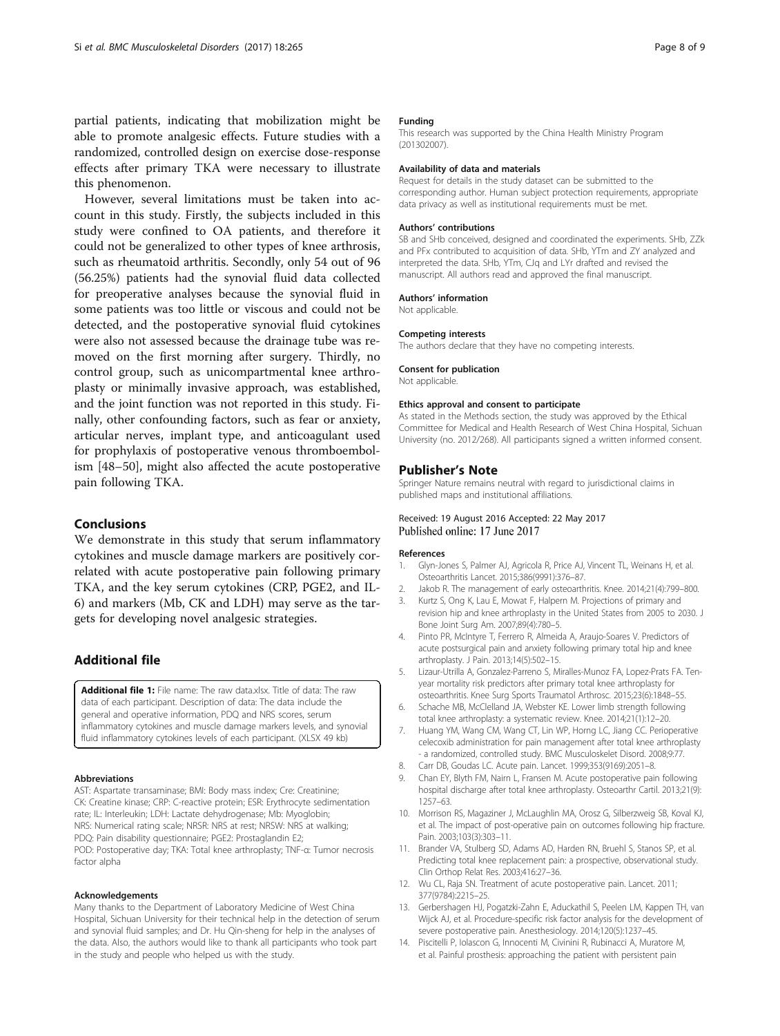partial patients, indicating that mobilization might be able to promote analgesic effects. Future studies with a randomized, controlled design on exercise dose-response effects after primary TKA were necessary to illustrate this phenomenon.

However, several limitations must be taken into account in this study. Firstly, the subjects included in this study were confined to OA patients, and therefore it could not be generalized to other types of knee arthrosis, such as rheumatoid arthritis. Secondly, only 54 out of 96 (56.25%) patients had the synovial fluid data collected for preoperative analyses because the synovial fluid in some patients was too little or viscous and could not be detected, and the postoperative synovial fluid cytokines were also not assessed because the drainage tube was removed on the first morning after surgery. Thirdly, no control group, such as unicompartmental knee arthroplasty or minimally invasive approach, was established, and the joint function was not reported in this study. Finally, other confounding factors, such as fear or anxiety, articular nerves, implant type, and anticoagulant used for prophylaxis of postoperative venous thromboembolism [48–50], might also affected the acute postoperative pain following TKA.

## Conclusions

We demonstrate in this study that serum inflammatory cytokines and muscle damage markers are positively correlated with acute postoperative pain following primary TKA, and the key serum cytokines (CRP, PGE2, and IL-6) and markers (Mb, CK and LDH) may serve as the targets for developing novel analgesic strategies.

## Additional file

**Additional file 1:** File name: The raw data.xlsx. Title of data: The raw data of each participant. Description of data: The data include the general and operative information, PDQ and NRS scores, serum inflammatory cytokines and muscle damage markers levels, and synovial fluid inflammatory cytokines levels of each participant. (XLSX 49 kb)

#### Abbreviations

AST: Aspartate transaminase; BMI: Body mass index; Cre: Creatinine; CK: Creatine kinase; CRP: C-reactive protein; ESR: Erythrocyte sedimentation rate; IL: Interleukin; LDH: Lactate dehydrogenase; Mb: Myoglobin; NRS: Numerical rating scale; NRSR: NRS at rest; NRSW: NRS at walking; PDQ: Pain disability questionnaire; PGE2: Prostaglandin E2; POD: Postoperative day; TKA: Total knee arthroplasty; TNF-α: Tumor necrosis factor alpha

#### Acknowledgements

Many thanks to the Department of Laboratory Medicine of West China Hospital, Sichuan University for their technical help in the detection of serum and synovial fluid samples; and Dr. Hu Qin-sheng for help in the analyses of the data. Also, the authors would like to thank all participants who took part in the study and people who helped us with the study.

#### Funding

This research was supported by the China Health Ministry Program (201302007).

#### Availability of data and materials

Request for details in the study dataset can be submitted to the corresponding author. Human subject protection requirements, appropriate data privacy as well as institutional requirements must be met.

#### Authors' contributions

SB and SHb conceived, designed and coordinated the experiments. SHb, ZZk and PFx contributed to acquisition of data. SHb, YTm and ZY analyzed and interpreted the data. SHb, YTm, CJq and LYr drafted and revised the manuscript. All authors read and approved the final manuscript.

#### Authors' information

Not applicable.

#### Competing interests

The authors declare that they have no competing interests.

#### Consent for publication

Not applicable.

#### Ethics approval and consent to participate

As stated in the Methods section, the study was approved by the Ethical Committee for Medical and Health Research of West China Hospital, Sichuan University (no. 2012/268). All participants signed a written informed consent.

## Publisher's Note

Springer Nature remains neutral with regard to jurisdictional claims in published maps and institutional affiliations.

Received: 19 August 2016 Accepted: 22 May 2017
Published online: 17 June 2017

#### References

1. Glyn-Jones S, Palmer AJ, Agricola R, Price AJ, Vincent TL, Weinans H, et al. Osteoarthritis Lancet. 2015;386(9991):376–87.
2. Jakob R. The management of early osteoarthritis. Knee. 2014;21(4):799–800.
3. Kurtz S, Ong K, Lau E, Mowat F, Halpern M. Projections of primary and revision hip and knee arthroplasty in the United States from 2005 to 2030. J Bone Joint Surg Am. 2007;89(4):780–5.
4. Pinto PR, McIntyre T, Ferrero R, Almeida A, Araujo-Soares V. Predictors of acute postsurgical pain and anxiety following primary total hip and knee arthroplasty. J Pain. 2013;14(5):502–15.
5. Lizaur-Utrilla A, Gonzalez-Parreno S, Miralles-Munoz FA, Lopez-Prats FA. Ten-year mortality risk predictors after primary total knee arthroplasty for osteoarthritis. Knee Surg Sports Traumatol Arthrosc. 2015;23(6):1848–55.
6. Schache MB, McClelland JA, Webster KE. Lower limb strength following total knee arthroplasty: a systematic review. Knee. 2014;21(1):12–20.
7. Huang YM, Wang CM, Wang CT, Lin WP, Horng LC, Jiang CC. Perioperative celecoxib administration for pain management after total knee arthroplasty - a randomized, controlled study. BMC Musculoskelet Disord. 2008;9:77.
8. Carr DB, Goudas LC. Acute pain. Lancet. 1999;353(9169):2051–8.
9. Chan EY, Blyth FM, Nairn L, Fransen M. Acute postoperative pain following hospital discharge after total knee arthroplasty. Osteoarthr Cartil. 2013;21(9):1257–63.
10. Morrison RS, Magaziner J, McLaughlin MA, Orosz G, Silberzweig SB, Koval KJ, et al. The impact of post-operative pain on outcomes following hip fracture. Pain. 2003;103(3):303–11.
11. Brander VA, Stulberg SD, Adams AD, Harden RN, Bruehl S, Stanos SP, et al. Predicting total knee replacement pain: a prospective, observational study. Clin Orthop Relat Res. 2003;416:27–36.
12. Wu CL, Raja SN. Treatment of acute postoperative pain. Lancet. 2011;377(9784):2215–25.
13. Gerbershagen HJ, Pogatzki-Zahn E, Aduckathil S, Peelen LM, Kappen TH, van Wijck AJ, et al. Procedure-specific risk factor analysis for the development of severe postoperative pain. Anesthesiology. 2014;120(5):1237–45.
14. Piscitelli P, Iolascon G, Innocenti M, Civinini R, Rubinacci A, Muratore M, et al. Painful prosthesis: approaching the patient with persistent pain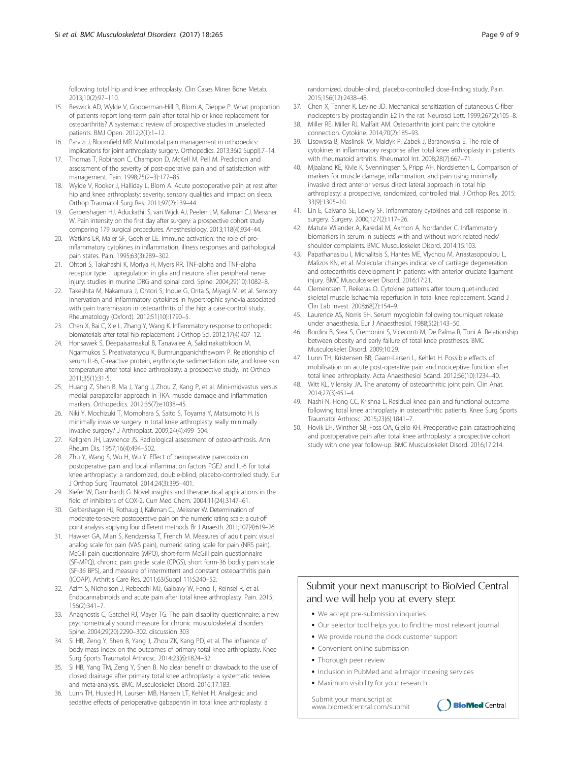following total hip and knee arthroplasty. Clin Cases Miner Bone Metab. 2013;10(2):97–110.

15. Beswick AD, Wylde V, Gooberman-Hill R, Blom A, Dieppe P. What proportion of patients report long-term pain after total hip or knee replacement for osteoarthritis? A systematic review of prospective studies in unselected patients. BMJ Open. 2012;2(1):1–12.
16. Parvizi J, Bloomfield MR. Multimodal pain management in orthopedics: implications for joint arthroplasty surgery. Orthopedics. 2013;36(2 Suppl):7–14.
17. Thomas T, Robinson C, Champion D, McKell M, Pell M. Prediction and assessment of the severity of post-operative pain and of satisfaction with management. Pain. 1998;75(2–3):177–85.
18. Wylde V, Rooker J, Halliday L, Blom A. Acute postoperative pain at rest after hip and knee arthroplasty: severity, sensory qualities and impact on sleep. Orthop Traumatol Surg Res. 2011;97(2):139–44.
19. Gerbershagen HJ, Aduckathil S, van Wijck AJ, Peelen LM, Kalkman CJ, Meissner W. Pain intensity on the first day after surgery: a prospective cohort study comparing 179 surgical procedures. Anesthesiology. 2013;118(4):934–44.
20. Watkins LR, Maier SF, Goehler LE. Immune activation: the role of pro-inflammatory cytokines in inflammation, illness responses and pathological pain states. Pain. 1995;63(3):289–302.
21. Ohtori S, Takahashi K, Moriya H, Myers RR. TNF-alpha and TNF-alpha receptor type 1 upregulation in glia and neurons after peripheral nerve injury: studies in murine DRG and spinal cord. Spine. 2004;29(10):1082–8.
22. Takeshita M, Nakamura J, Ohtori S, Inoue G, Orita S, Miyagi M, et al. Sensory innervation and inflammatory cytokines in hypertrophic synovia associated with pain transmission in osteoarthritis of the hip: a case-control study. Rheumatology (Oxford). 2012;51(10):1790–5.
23. Chen X, Bai C, Xie L, Zhang Y, Wang K. Inflammatory response to orthopedic biomaterials after total hip replacement. J Orthop Sci. 2012;17(4):407–12.
24. Honsawek S, Deepaisarnsakul B, Tanavalee A, Sakdinakiattikoon M, Ngarmukos S, Preativatanyou K, Bumrungpanichthaworn P. Relationship of serum IL-6, C-reactive protein, erythrocyte sedimentation rate, and knee skin temperature after total knee arthroplasty: a prospective study. Int Orthop 2011;35(1):31-5.
25. Huang Z, Shen B, Ma J, Yang J, Zhou Z, Kang P, et al. Mini-midvastus versus medial parapatellar approach in TKA: muscle damage and inflammation markers. Orthopedics. 2012;35(7):e1038–45.
26. Niki Y, Mochizuki T, Momohara S, Saito S, Toyama Y, Matsumoto H. Is minimally invasive surgery in total knee arthroplasty really minimally invasive surgery? J Arthroplast. 2009;24(4):499–504.
27. Kellgren JH, Lawrence JS. Radiological assessment of osteo-arthrosis. Ann Rheum Dis. 1957;16(4):494–502.
28. Zhu Y, Wang S, Wu H, Wu Y. Effect of perioperative parecoxib on postoperative pain and local inflammation factors PGE2 and IL-6 for total knee arthroplasty: a randomized, double-blind, placebo-controlled study. Eur J Orthop Surg Traumatol. 2014;24(3):395–401.
29. Kiefer W, Dannhardt G. Novel insights and therapeutical applications in the field of inhibitors of COX-2. Curr Med Chem. 2004;11(24):3147–61.
30. Gerbershagen HJ, Rothaug J, Kalkman CJ, Meissner W. Determination of moderate-to-severe postoperative pain on the numeric rating scale: a cut-off point analysis applying four different methods. Br J Anaesth. 2011;107(4):619–26.
31. Hawker GA, Mian S, Kendzerska T, French M. Measures of adult pain: visual analog scale for pain (VAS pain), numeric rating scale for pain (NRS pain), McGill pain questionnaire (MPQ), short-form McGill pain questionnaire (SF-MPQ), chronic pain grade scale (CPGS), short form-36 bodily pain scale (SF-36 BPS), and measure of intermittent and constant osteoarthritis pain (ICOAP). Arthritis Care Res. 2011;63(Suppl 11):S240–52.
32. Azim S, Nicholson J, Rebecchi MJ, Galbavy W, Feng T, Reinsel R, et al. Endocannabinoids and acute pain after total knee arthroplasty. Pain. 2015; 156(2):341–7.
33. Anagnostis C, Gatchel RJ, Mayer TG. The pain disability questionnaire: a new psychometrically sound measure for chronic musculoskeletal disorders. Spine. 2004;29(20):2290–302. discussion 303
34. Si HB, Zeng Y, Shen B, Yang J, Zhou ZK, Kang PD, et al. The influence of body mass index on the outcomes of primary total knee arthroplasty. Knee Surg Sports Traumatol Arthrosc. 2014;23(6):1824–32.
35. Si HB, Yang TM, Zeng Y, Shen B. No clear benefit or drawback to the use of closed drainage after primary total knee arthroplasty: a systematic review and meta-analysis. BMC Musculoskelet Disord. 2016;17:183.
36. Lunn TH, Husted H, Laursen MB, Hansen LT, Kehlet H. Analgesic and sedative effects of perioperative gabapentin in total knee arthroplasty: a randomized, double-blind, placebo-controlled dose-finding study. Pain. 2015;156(12):2438–48.
37. Chen X, Tanner K, Levine JD. Mechanical sensitization of cutaneous C-fiber nociceptors by prostaglandin E2 in the rat. Neurosci Lett. 1999;267(2):105–8.
38. Miller RE, Miller RJ, Malfait AM. Osteoarthritis joint pain: the cytokine connection. Cytokine. 2014;70(2):185–93.
39. Lisowska B, Maslinski W, Maldyk P, Zabek J, Baranowska E. The role of cytokines in inflammatory response after total knee arthroplasty in patients with rheumatoid arthritis. Rheumatol Int. 2008;28(7):667–71.
40. Mjaaland KE, Kivle K, Svenningsen S, Pripp AH, Nordsletten L. Comparison of markers for muscle damage, inflammation, and pain using minimally invasive direct anterior versus direct lateral approach in total hip arthroplasty: a prospective, randomized, controlled trial. J Orthop Res. 2015; 33(9):1305–10.
41. Lin E, Calvano SE, Lowry SF. Inflammatory cytokines and cell response in surgery. Surgery. 2000;127(2):117–26.
42. Matute Wilander A, Karedal M, Axmon A, Nordander C. Inflammatory biomarkers in serum in subjects with and without work related neck/ shoulder complaints. BMC Musculoskelet Disord. 2014;15:103.
43. Papathanasiou I, Michalitsis S, Hantes ME, Vlychou M, Anastasopoulou L, Malizos KN, et al. Molecular changes indicative of cartilage degeneration and osteoarthritis development in patients with anterior cruciate ligament injury. BMC Musculoskelet Disord. 2016;17:21.
44. Clementsen T, Reikeras O. Cytokine patterns after tourniquet-induced skeletal muscle ischaemia reperfusion in total knee replacement. Scand J Clin Lab Invest. 2008;68(2):154–9.
45. Laurence AS, Norris SH. Serum myoglobin following tourniquet release under anaesthesia. Eur J Anaesthesiol. 1988;5(2):143–50.
46. Bordini B, Stea S, Cremonini S, Viceconti M, De Palma R, Toni A. Relationship between obesity and early failure of total knee prostheses. BMC Musculoskelet Disord. 2009;10:29.
47. Lunn TH, Kristensen BB, Gaarn-Larsen L, Kehlet H. Possible effects of mobilisation on acute post-operative pain and nociceptive function after total knee arthroplasty. Acta Anaesthesiol Scand. 2012;56(10):1234–40.
48. Witt KL, Vilensky JA. The anatomy of osteoarthritic joint pain. Clin Anat. 2014;27(3):451–4.
49. Nashi N, Hong CC, Krishna L. Residual knee pain and functional outcome following total knee arthroplasty in osteoarthritic patients. Knee Surg Sports Traumatol Arthrosc. 2015;23(6):1841–7.
50. Hovik LH, Winther SB, Foss OA, Gjeilo KH. Preoperative pain catastrophizing and postoperative pain after total knee arthroplasty: a prospective cohort study with one year follow-up. BMC Musculoskelet Disord. 2016;17:214.

Submit your next manuscript to BioMed Central and we will help you at every step:

- We accept pre-submission inquiries
- Our selector tool helps you to find the most relevant journal
- We provide round the clock customer support
- Convenient online submission
- Thorough peer review
- Inclusion in PubMed and all major indexing services
- Maximum visibility for your research

Submit your manuscript at
www.biomedcentral.com/submit

BioMed Central